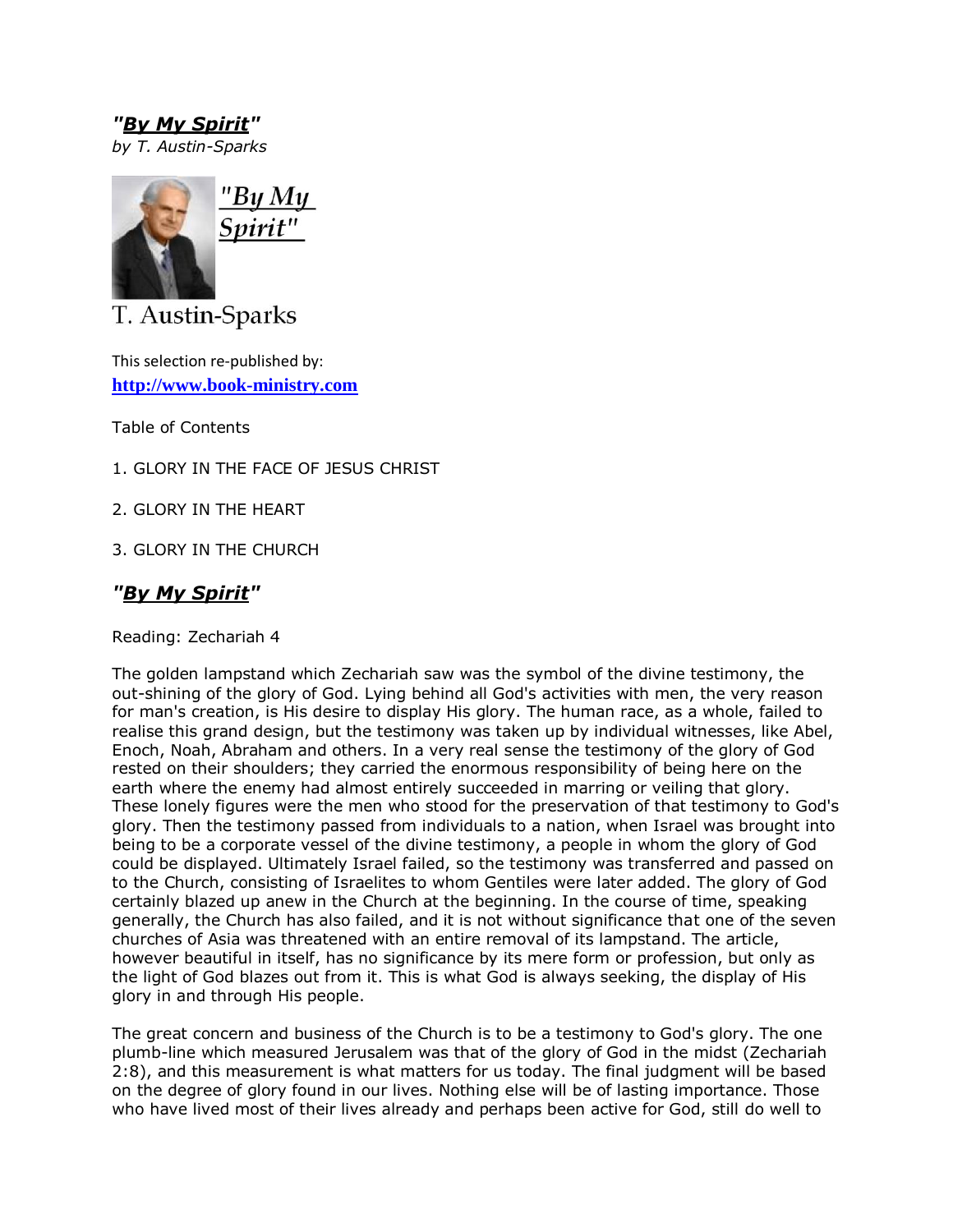# *"**By My Spirit**"*

*by T. Austin-Sparks*

*"By My Spirit"*

T. Austin-Sparks

This selection re-published by:
**http://www.book-ministry.com**

Table of Contents

1. GLORY IN THE FACE OF JESUS CHRIST

2. GLORY IN THE HEART

3. GLORY IN THE CHURCH

## *"**By My Spirit**"*

Reading: Zechariah 4

The golden lampstand which Zechariah saw was the symbol of the divine testimony, the out-shining of the glory of God. Lying behind all God's activities with men, the very reason for man's creation, is His desire to display His glory. The human race, as a whole, failed to realise this grand design, but the testimony was taken up by individual witnesses, like Abel, Enoch, Noah, Abraham and others. In a very real sense the testimony of the glory of God rested on their shoulders; they carried the enormous responsibility of being here on the earth where the enemy had almost entirely succeeded in marring or veiling that glory. These lonely figures were the men who stood for the preservation of that testimony to God's glory. Then the testimony passed from individuals to a nation, when Israel was brought into being to be a corporate vessel of the divine testimony, a people in whom the glory of God could be displayed. Ultimately Israel failed, so the testimony was transferred and passed on to the Church, consisting of Israelites to whom Gentiles were later added. The glory of God certainly blazed up anew in the Church at the beginning. In the course of time, speaking generally, the Church has also failed, and it is not without significance that one of the seven churches of Asia was threatened with an entire removal of its lampstand. The article, however beautiful in itself, has no significance by its mere form or profession, but only as the light of God blazes out from it. This is what God is always seeking, the display of His glory in and through His people.

The great concern and business of the Church is to be a testimony to God's glory. The one plumb-line which measured Jerusalem was that of the glory of God in the midst (Zechariah 2:8), and this measurement is what matters for us today. The final judgment will be based on the degree of glory found in our lives. Nothing else will be of lasting importance. Those who have lived most of their lives already and perhaps been active for God, still do well to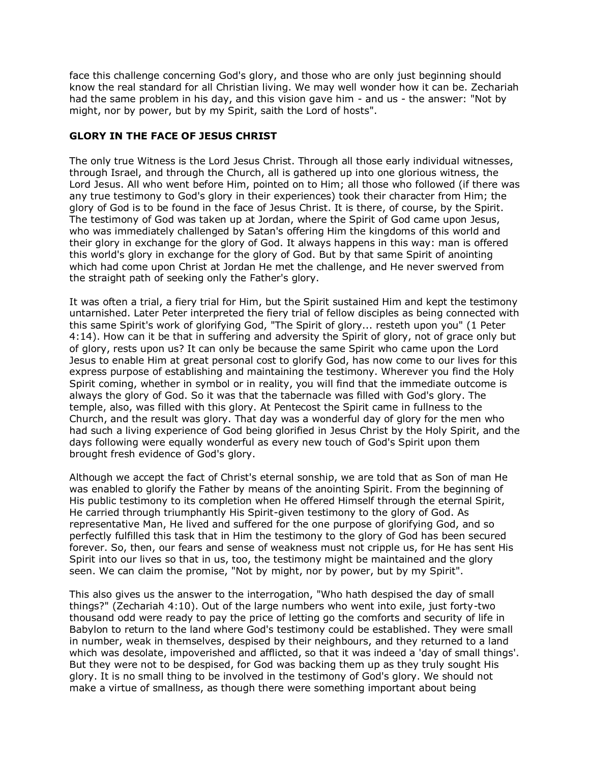face this challenge concerning God's glory, and those who are only just beginning should know the real standard for all Christian living. We may well wonder how it can be. Zechariah had the same problem in his day, and this vision gave him - and us - the answer: "Not by might, nor by power, but by my Spirit, saith the Lord of hosts".

**GLORY IN THE FACE OF JESUS CHRIST**

The only true Witness is the Lord Jesus Christ. Through all those early individual witnesses, through Israel, and through the Church, all is gathered up into one glorious witness, the Lord Jesus. All who went before Him, pointed on to Him; all those who followed (if there was any true testimony to God's glory in their experiences) took their character from Him; the glory of God is to be found in the face of Jesus Christ. It is there, of course, by the Spirit. The testimony of God was taken up at Jordan, where the Spirit of God came upon Jesus, who was immediately challenged by Satan's offering Him the kingdoms of this world and their glory in exchange for the glory of God. It always happens in this way: man is offered this world's glory in exchange for the glory of God. But by that same Spirit of anointing which had come upon Christ at Jordan He met the challenge, and He never swerved from the straight path of seeking only the Father's glory.

It was often a trial, a fiery trial for Him, but the Spirit sustained Him and kept the testimony untarnished. Later Peter interpreted the fiery trial of fellow disciples as being connected with this same Spirit's work of glorifying God, "The Spirit of glory... resteth upon you" (1 Peter 4:14). How can it be that in suffering and adversity the Spirit of glory, not of grace only but of glory, rests upon us? It can only be because the same Spirit who came upon the Lord Jesus to enable Him at great personal cost to glorify God, has now come to our lives for this express purpose of establishing and maintaining the testimony. Wherever you find the Holy Spirit coming, whether in symbol or in reality, you will find that the immediate outcome is always the glory of God. So it was that the tabernacle was filled with God's glory. The temple, also, was filled with this glory. At Pentecost the Spirit came in fullness to the Church, and the result was glory. That day was a wonderful day of glory for the men who had such a living experience of God being glorified in Jesus Christ by the Holy Spirit, and the days following were equally wonderful as every new touch of God's Spirit upon them brought fresh evidence of God's glory.

Although we accept the fact of Christ's eternal sonship, we are told that as Son of man He was enabled to glorify the Father by means of the anointing Spirit. From the beginning of His public testimony to its completion when He offered Himself through the eternal Spirit, He carried through triumphantly His Spirit-given testimony to the glory of God. As representative Man, He lived and suffered for the one purpose of glorifying God, and so perfectly fulfilled this task that in Him the testimony to the glory of God has been secured forever. So, then, our fears and sense of weakness must not cripple us, for He has sent His Spirit into our lives so that in us, too, the testimony might be maintained and the glory seen. We can claim the promise, "Not by might, nor by power, but by my Spirit".

This also gives us the answer to the interrogation, "Who hath despised the day of small things?" (Zechariah 4:10). Out of the large numbers who went into exile, just forty-two thousand odd were ready to pay the price of letting go the comforts and security of life in Babylon to return to the land where God's testimony could be established. They were small in number, weak in themselves, despised by their neighbours, and they returned to a land which was desolate, impoverished and afflicted, so that it was indeed a 'day of small things'. But they were not to be despised, for God was backing them up as they truly sought His glory. It is no small thing to be involved in the testimony of God's glory. We should not make a virtue of smallness, as though there were something important about being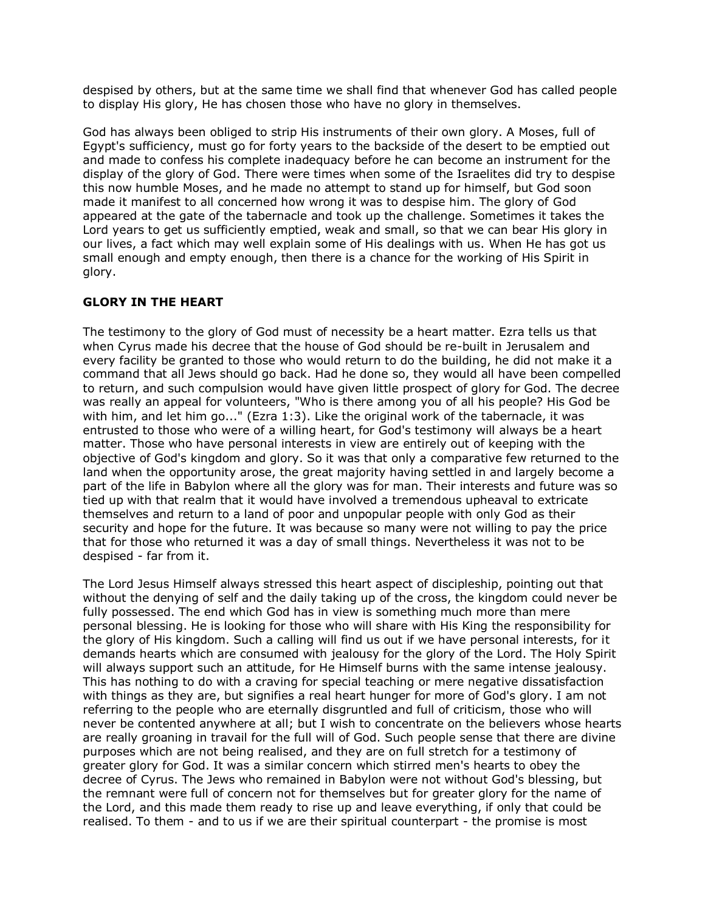despised by others, but at the same time we shall find that whenever God has called people to display His glory, He has chosen those who have no glory in themselves.

God has always been obliged to strip His instruments of their own glory. A Moses, full of Egypt's sufficiency, must go for forty years to the backside of the desert to be emptied out and made to confess his complete inadequacy before he can become an instrument for the display of the glory of God. There were times when some of the Israelites did try to despise this now humble Moses, and he made no attempt to stand up for himself, but God soon made it manifest to all concerned how wrong it was to despise him. The glory of God appeared at the gate of the tabernacle and took up the challenge. Sometimes it takes the Lord years to get us sufficiently emptied, weak and small, so that we can bear His glory in our lives, a fact which may well explain some of His dealings with us. When He has got us small enough and empty enough, then there is a chance for the working of His Spirit in glory.

**GLORY IN THE HEART**

The testimony to the glory of God must of necessity be a heart matter. Ezra tells us that when Cyrus made his decree that the house of God should be re-built in Jerusalem and every facility be granted to those who would return to do the building, he did not make it a command that all Jews should go back. Had he done so, they would all have been compelled to return, and such compulsion would have given little prospect of glory for God. The decree was really an appeal for volunteers, "Who is there among you of all his people? His God be with him, and let him go..." (Ezra 1:3). Like the original work of the tabernacle, it was entrusted to those who were of a willing heart, for God's testimony will always be a heart matter. Those who have personal interests in view are entirely out of keeping with the objective of God's kingdom and glory. So it was that only a comparative few returned to the land when the opportunity arose, the great majority having settled in and largely become a part of the life in Babylon where all the glory was for man. Their interests and future was so tied up with that realm that it would have involved a tremendous upheaval to extricate themselves and return to a land of poor and unpopular people with only God as their security and hope for the future. It was because so many were not willing to pay the price that for those who returned it was a day of small things. Nevertheless it was not to be despised - far from it.

The Lord Jesus Himself always stressed this heart aspect of discipleship, pointing out that without the denying of self and the daily taking up of the cross, the kingdom could never be fully possessed. The end which God has in view is something much more than mere personal blessing. He is looking for those who will share with His King the responsibility for the glory of His kingdom. Such a calling will find us out if we have personal interests, for it demands hearts which are consumed with jealousy for the glory of the Lord. The Holy Spirit will always support such an attitude, for He Himself burns with the same intense jealousy. This has nothing to do with a craving for special teaching or mere negative dissatisfaction with things as they are, but signifies a real heart hunger for more of God's glory. I am not referring to the people who are eternally disgruntled and full of criticism, those who will never be contented anywhere at all; but I wish to concentrate on the believers whose hearts are really groaning in travail for the full will of God. Such people sense that there are divine purposes which are not being realised, and they are on full stretch for a testimony of greater glory for God. It was a similar concern which stirred men's hearts to obey the decree of Cyrus. The Jews who remained in Babylon were not without God's blessing, but the remnant were full of concern not for themselves but for greater glory for the name of the Lord, and this made them ready to rise up and leave everything, if only that could be realised. To them - and to us if we are their spiritual counterpart - the promise is most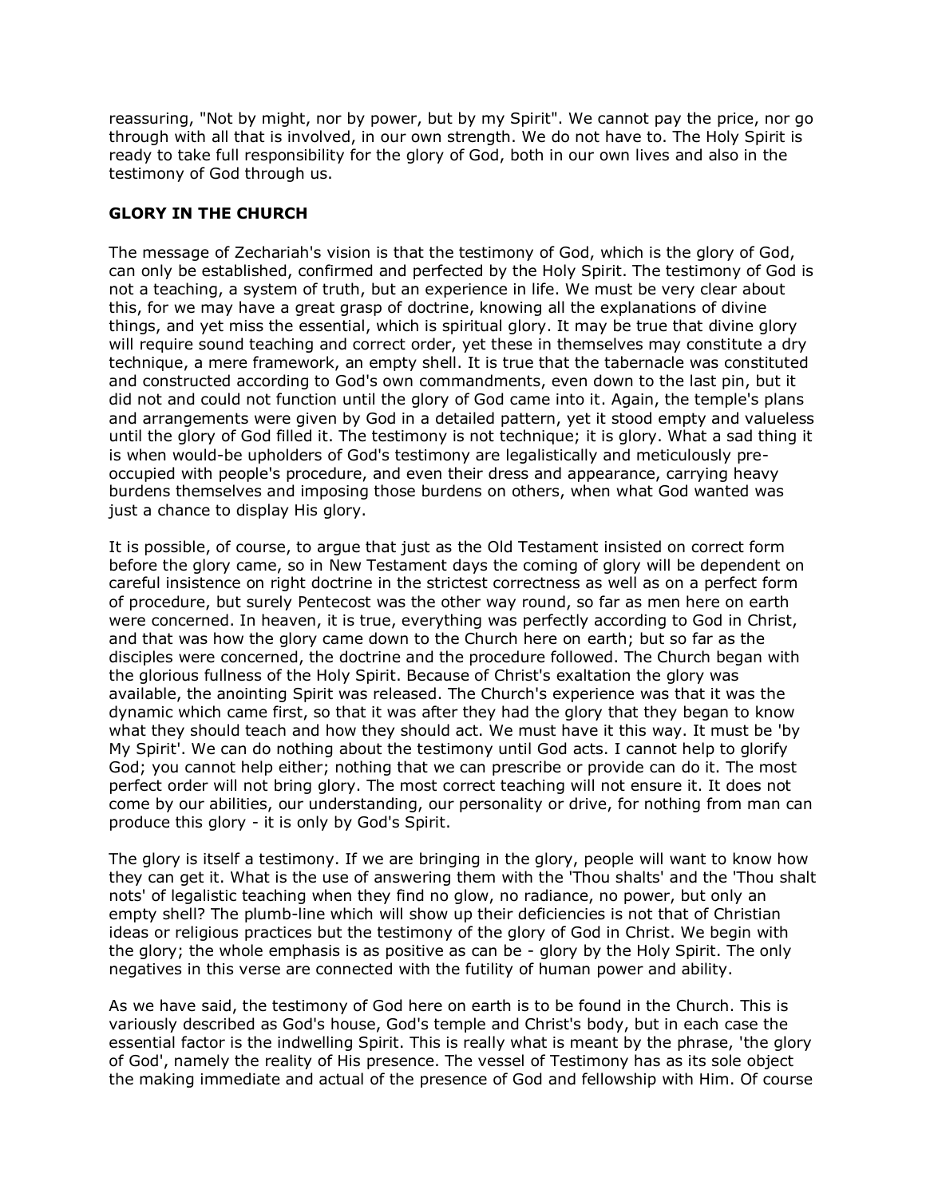reassuring, "Not by might, nor by power, but by my Spirit". We cannot pay the price, nor go through with all that is involved, in our own strength. We do not have to. The Holy Spirit is ready to take full responsibility for the glory of God, both in our own lives and also in the testimony of God through us.

**GLORY IN THE CHURCH**

The message of Zechariah's vision is that the testimony of God, which is the glory of God, can only be established, confirmed and perfected by the Holy Spirit. The testimony of God is not a teaching, a system of truth, but an experience in life. We must be very clear about this, for we may have a great grasp of doctrine, knowing all the explanations of divine things, and yet miss the essential, which is spiritual glory. It may be true that divine glory will require sound teaching and correct order, yet these in themselves may constitute a dry technique, a mere framework, an empty shell. It is true that the tabernacle was constituted and constructed according to God's own commandments, even down to the last pin, but it did not and could not function until the glory of God came into it. Again, the temple's plans and arrangements were given by God in a detailed pattern, yet it stood empty and valueless until the glory of God filled it. The testimony is not technique; it is glory. What a sad thing it is when would-be upholders of God's testimony are legalistically and meticulously pre-occupied with people's procedure, and even their dress and appearance, carrying heavy burdens themselves and imposing those burdens on others, when what God wanted was just a chance to display His glory.

It is possible, of course, to argue that just as the Old Testament insisted on correct form before the glory came, so in New Testament days the coming of glory will be dependent on careful insistence on right doctrine in the strictest correctness as well as on a perfect form of procedure, but surely Pentecost was the other way round, so far as men here on earth were concerned. In heaven, it is true, everything was perfectly according to God in Christ, and that was how the glory came down to the Church here on earth; but so far as the disciples were concerned, the doctrine and the procedure followed. The Church began with the glorious fullness of the Holy Spirit. Because of Christ's exaltation the glory was available, the anointing Spirit was released. The Church's experience was that it was the dynamic which came first, so that it was after they had the glory that they began to know what they should teach and how they should act. We must have it this way. It must be 'by My Spirit'. We can do nothing about the testimony until God acts. I cannot help to glorify God; you cannot help either; nothing that we can prescribe or provide can do it. The most perfect order will not bring glory. The most correct teaching will not ensure it. It does not come by our abilities, our understanding, our personality or drive, for nothing from man can produce this glory - it is only by God's Spirit.

The glory is itself a testimony. If we are bringing in the glory, people will want to know how they can get it. What is the use of answering them with the 'Thou shalts' and the 'Thou shalt nots' of legalistic teaching when they find no glow, no radiance, no power, but only an empty shell? The plumb-line which will show up their deficiencies is not that of Christian ideas or religious practices but the testimony of the glory of God in Christ. We begin with the glory; the whole emphasis is as positive as can be - glory by the Holy Spirit. The only negatives in this verse are connected with the futility of human power and ability.

As we have said, the testimony of God here on earth is to be found in the Church. This is variously described as God's house, God's temple and Christ's body, but in each case the essential factor is the indwelling Spirit. This is really what is meant by the phrase, 'the glory of God', namely the reality of His presence. The vessel of Testimony has as its sole object the making immediate and actual of the presence of God and fellowship with Him. Of course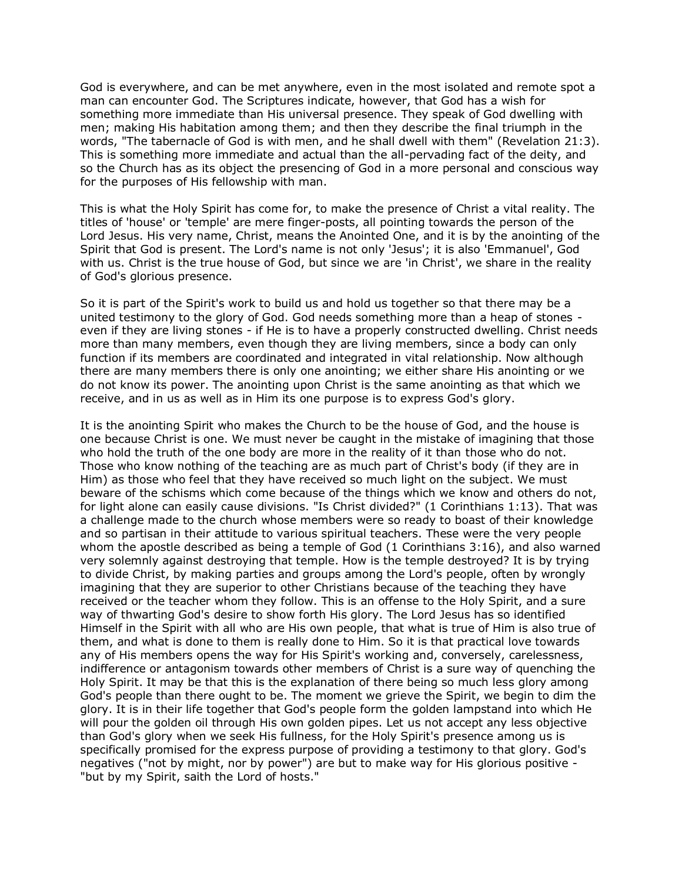God is everywhere, and can be met anywhere, even in the most isolated and remote spot a man can encounter God. The Scriptures indicate, however, that God has a wish for something more immediate than His universal presence. They speak of God dwelling with men; making His habitation among them; and then they describe the final triumph in the words, "The tabernacle of God is with men, and he shall dwell with them" (Revelation 21:3). This is something more immediate and actual than the all-pervading fact of the deity, and so the Church has as its object the presencing of God in a more personal and conscious way for the purposes of His fellowship with man.

This is what the Holy Spirit has come for, to make the presence of Christ a vital reality. The titles of 'house' or 'temple' are mere finger-posts, all pointing towards the person of the Lord Jesus. His very name, Christ, means the Anointed One, and it is by the anointing of the Spirit that God is present. The Lord's name is not only 'Jesus'; it is also 'Emmanuel', God with us. Christ is the true house of God, but since we are 'in Christ', we share in the reality of God's glorious presence.

So it is part of the Spirit's work to build us and hold us together so that there may be a united testimony to the glory of God. God needs something more than a heap of stones - even if they are living stones - if He is to have a properly constructed dwelling. Christ needs more than many members, even though they are living members, since a body can only function if its members are coordinated and integrated in vital relationship. Now although there are many members there is only one anointing; we either share His anointing or we do not know its power. The anointing upon Christ is the same anointing as that which we receive, and in us as well as in Him its one purpose is to express God's glory.

It is the anointing Spirit who makes the Church to be the house of God, and the house is one because Christ is one. We must never be caught in the mistake of imagining that those who hold the truth of the one body are more in the reality of it than those who do not. Those who know nothing of the teaching are as much part of Christ's body (if they are in Him) as those who feel that they have received so much light on the subject. We must beware of the schisms which come because of the things which we know and others do not, for light alone can easily cause divisions. "Is Christ divided?" (1 Corinthians 1:13). That was a challenge made to the church whose members were so ready to boast of their knowledge and so partisan in their attitude to various spiritual teachers. These were the very people whom the apostle described as being a temple of God (1 Corinthians 3:16), and also warned very solemnly against destroying that temple. How is the temple destroyed? It is by trying to divide Christ, by making parties and groups among the Lord's people, often by wrongly imagining that they are superior to other Christians because of the teaching they have received or the teacher whom they follow. This is an offense to the Holy Spirit, and a sure way of thwarting God's desire to show forth His glory. The Lord Jesus has so identified Himself in the Spirit with all who are His own people, that what is true of Him is also true of them, and what is done to them is really done to Him. So it is that practical love towards any of His members opens the way for His Spirit's working and, conversely, carelessness, indifference or antagonism towards other members of Christ is a sure way of quenching the Holy Spirit. It may be that this is the explanation of there being so much less glory among God's people than there ought to be. The moment we grieve the Spirit, we begin to dim the glory. It is in their life together that God's people form the golden lampstand into which He will pour the golden oil through His own golden pipes. Let us not accept any less objective than God's glory when we seek His fullness, for the Holy Spirit's presence among us is specifically promised for the express purpose of providing a testimony to that glory. God's negatives ("not by might, nor by power") are but to make way for His glorious positive - "but by my Spirit, saith the Lord of hosts."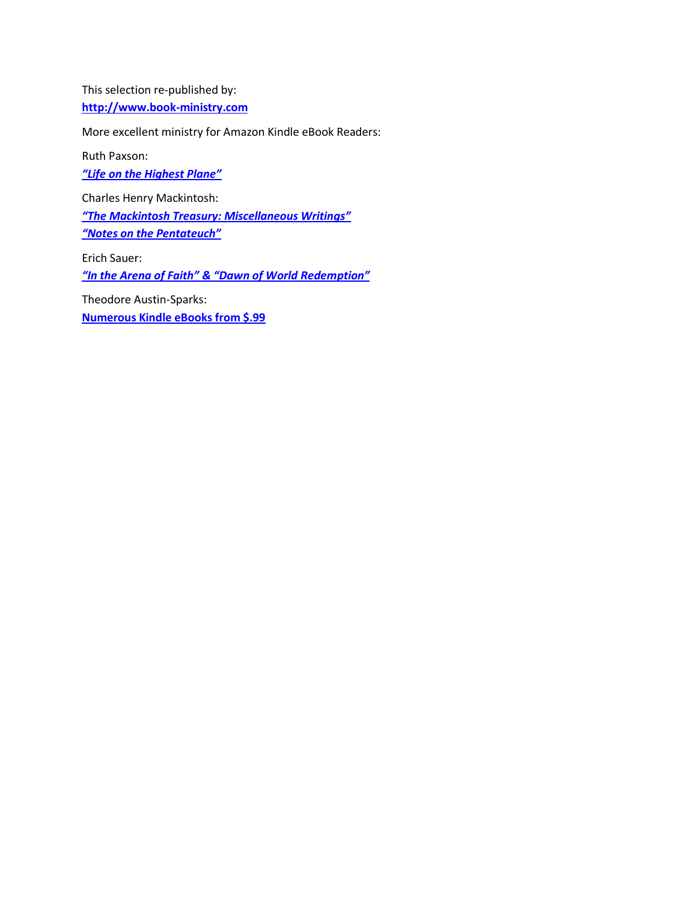This selection re-published by:
**http://www.book-ministry.com**

More excellent ministry for Amazon Kindle eBook Readers:

Ruth Paxson:
***"Life on the Highest Plane"***

Charles Henry Mackintosh:
***"The Mackintosh Treasury: Miscellaneous Writings"***
***"Notes on the Pentateuch"***

Erich Sauer:
***"In the Arena of Faith" & "Dawn of World Redemption"***

Theodore Austin-Sparks:
**Numerous Kindle eBooks from $.99**